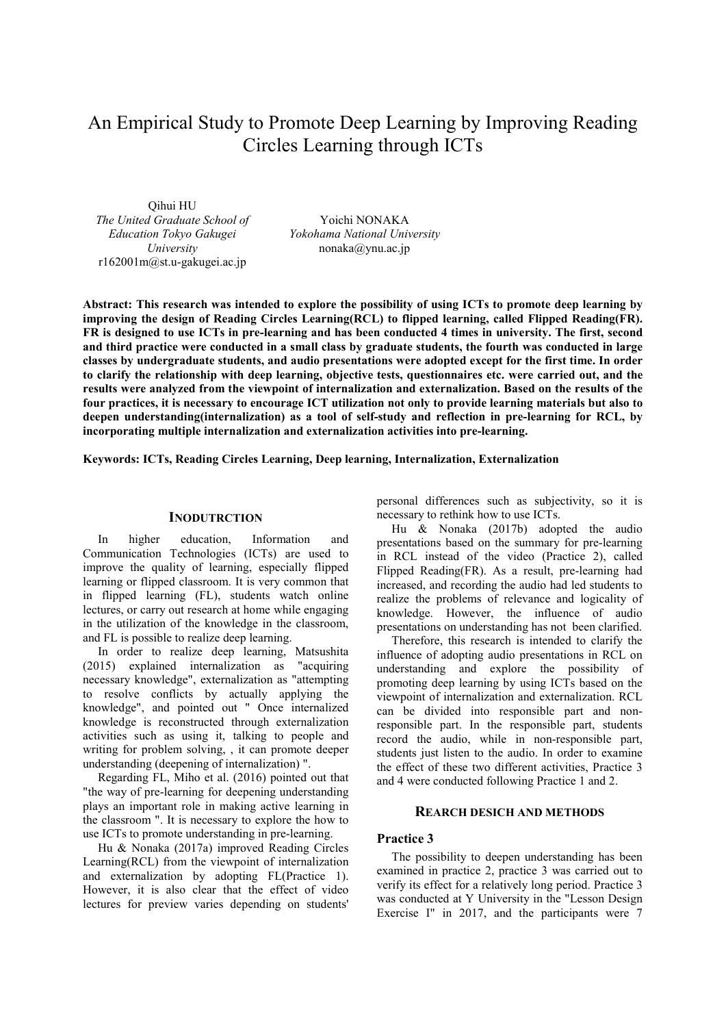# An Empirical Study to Promote Deep Learning by Improving Reading Circles Learning through ICTs

Qihui HU
*The United Graduate School of Education Tokyo Gakugei University*
r162001m@st.u-gakugei.ac.jp

Yoichi NONAKA
*Yokohama National University*
nonaka@ynu.ac.jp

**Abstract: This research was intended to explore the possibility of using ICTs to promote deep learning by improving the design of Reading Circles Learning(RCL) to flipped learning, called Flipped Reading(FR). FR is designed to use ICTs in pre-learning and has been conducted 4 times in university. The first, second and third practice were conducted in a small class by graduate students, the fourth was conducted in large classes by undergraduate students, and audio presentations were adopted except for the first time. In order to clarify the relationship with deep learning, objective tests, questionnaires etc. were carried out, and the results were analyzed from the viewpoint of internalization and externalization. Based on the results of the four practices, it is necessary to encourage ICT utilization not only to provide learning materials but also to deepen understanding(internalization) as a tool of self-study and reflection in pre-learning for RCL, by incorporating multiple internalization and externalization activities into pre-learning.**

**Keywords: ICTs, Reading Circles Learning, Deep learning, Internalization, Externalization**

## INODUTRCTION

In higher education, Information and Communication Technologies (ICTs) are used to improve the quality of learning, especially flipped learning or flipped classroom. It is very common that in flipped learning (FL), students watch online lectures, or carry out research at home while engaging in the utilization of the knowledge in the classroom, and FL is possible to realize deep learning.

In order to realize deep learning, Matsushita (2015) explained internalization as "acquiring necessary knowledge", externalization as "attempting to resolve conflicts by actually applying the knowledge", and pointed out " Once internalized knowledge is reconstructed through externalization activities such as using it, talking to people and writing for problem solving, , it can promote deeper understanding (deepening of internalization) ".

Regarding FL, Miho et al. (2016) pointed out that "the way of pre-learning for deepening understanding plays an important role in making active learning in the classroom ". It is necessary to explore the how to use ICTs to promote understanding in pre-learning.

Hu & Nonaka (2017a) improved Reading Circles Learning(RCL) from the viewpoint of internalization and externalization by adopting FL(Practice 1). However, it is also clear that the effect of video lectures for preview varies depending on students' personal differences such as subjectivity, so it is necessary to rethink how to use ICTs.

Hu & Nonaka (2017b) adopted the audio presentations based on the summary for pre-learning in RCL instead of the video (Practice 2), called Flipped Reading(FR). As a result, pre-learning had increased, and recording the audio had led students to realize the problems of relevance and logicality of knowledge. However, the influence of audio presentations on understanding has not been clarified.

Therefore, this research is intended to clarify the influence of adopting audio presentations in RCL on understanding and explore the possibility of promoting deep learning by using ICTs based on the viewpoint of internalization and externalization. RCL can be divided into responsible part and non-responsible part. In the responsible part, students record the audio, while in non-responsible part, students just listen to the audio. In order to examine the effect of these two different activities, Practice 3 and 4 were conducted following Practice 1 and 2.

## REARCH DESICH AND METHODS

### Practice 3

The possibility to deepen understanding has been examined in practice 2, practice 3 was carried out to verify its effect for a relatively long period. Practice 3 was conducted at Y University in the "Lesson Design Exercise I" in 2017, and the participants were 7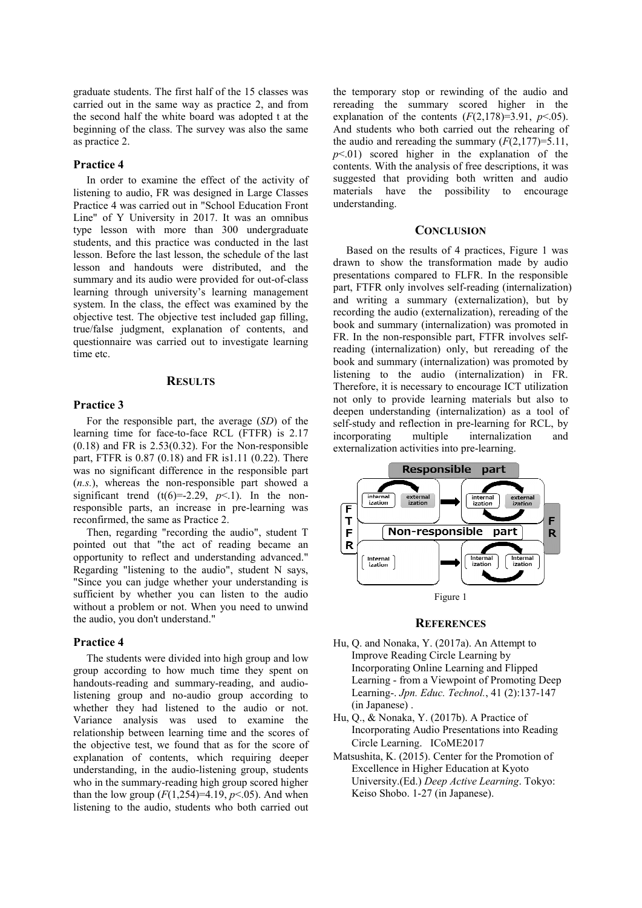graduate students. The first half of the 15 classes was carried out in the same way as practice 2, and from the second half the white board was adopted t at the beginning of the class. The survey was also the same as practice 2.

### Practice 4

In order to examine the effect of the activity of listening to audio, FR was designed in Large Classes Practice 4 was carried out in "School Education Front Line" of Y University in 2017. It was an omnibus type lesson with more than 300 undergraduate students, and this practice was conducted in the last lesson. Before the last lesson, the schedule of the last lesson and handouts were distributed, and the summary and its audio were provided for out-of-class learning through university's learning management system. In the class, the effect was examined by the objective test. The objective test included gap filling, true/false judgment, explanation of contents, and questionnaire was carried out to investigate learning time etc.

## RESULTS

### Practice 3

For the responsible part, the average (*SD*) of the learning time for face-to-face RCL (FTFR) is 2.17 (0.18) and FR is 2.53(0.32). For the Non-responsible part, FTFR is 0.87 (0.18) and FR is1.11 (0.22). There was no significant difference in the responsible part (*n.s.*), whereas the non-responsible part showed a significant trend ($t(6)=-2.29$, $p<.1$). In the non-responsible parts, an increase in pre-learning was reconfirmed, the same as Practice 2.

Then, regarding "recording the audio", student T pointed out that "the act of reading became an opportunity to reflect and understanding advanced." Regarding "listening to the audio", student N says, "Since you can judge whether your understanding is sufficient by whether you can listen to the audio without a problem or not. When you need to unwind the audio, you don't understand."

### Practice 4

The students were divided into high group and low group according to how much time they spent on handouts-reading and summary-reading, and audio-listening group and no-audio group according to whether they had listened to the audio or not. Variance analysis was used to examine the relationship between learning time and the scores of the objective test, we found that as for the score of explanation of contents, which requiring deeper understanding, in the audio-listening group, students who in the summary-reading high group scored higher than the low group ($F(1,254)=4.19$, $p<.05$). And when listening to the audio, students who both carried out the temporary stop or rewinding of the audio and rereading the summary scored higher in the explanation of the contents ($F(2,178)=3.91$, $p<.05$). And students who both carried out the rehearing of the audio and rereading the summary ($F(2,177)=5.11$, $p<.01$) scored higher in the explanation of the contents. With the analysis of free descriptions, it was suggested that providing both written and audio materials have the possibility to encourage understanding.

## CONCLUSION

Based on the results of 4 practices, Figure 1 was drawn to show the transformation made by audio presentations compared to FLFR. In the responsible part, FTFR only involves self-reading (internalization) and writing a summary (externalization), but by recording the audio (externalization), rereading of the book and summary (internalization) was promoted in FR. In the non-responsible part, FTFR involves self-reading (internalization) only, but rereading of the book and summary (internalization) was promoted by listening to the audio (internalization) in FR. Therefore, it is necessary to encourage ICT utilization not only to provide learning materials but also to deepen understanding (internalization) as a tool of self-study and reflection in pre-learning for RCL, by incorporating multiple internalization and externalization activities into pre-learning.

Figure 1

## REFERENCES

Hu, Q. and Nonaka, Y. (2017a). An Attempt to Improve Reading Circle Learning by Incorporating Online Learning and Flipped Learning - from a Viewpoint of Promoting Deep Learning-. *Jpn. Educ. Technol.*, 41 (2):137-147 (in Japanese) .

Hu, Q., & Nonaka, Y. (2017b). A Practice of Incorporating Audio Presentations into Reading Circle Learning. ICoME2017

Matsushita, K. (2015). Center for the Promotion of Excellence in Higher Education at Kyoto University.(Ed.) *Deep Active Learning*. Tokyo: Keiso Shobo. 1-27 (in Japanese).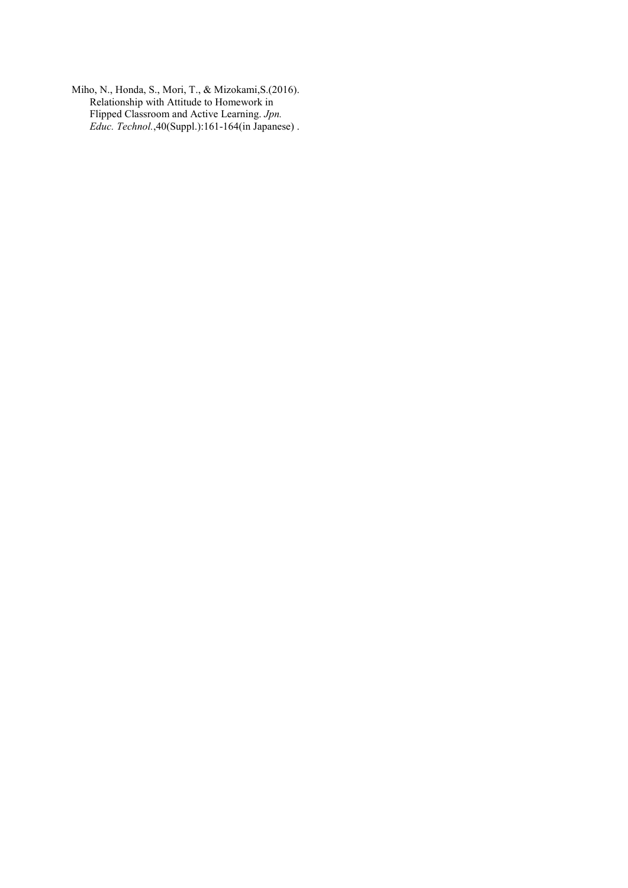Miho, N., Honda, S., Mori, T., & Mizokami,S.(2016). Relationship with Attitude to Homework in Flipped Classroom and Active Learning. *Jpn. Educ. Technol.*,40(Suppl.):161-164(in Japanese) .